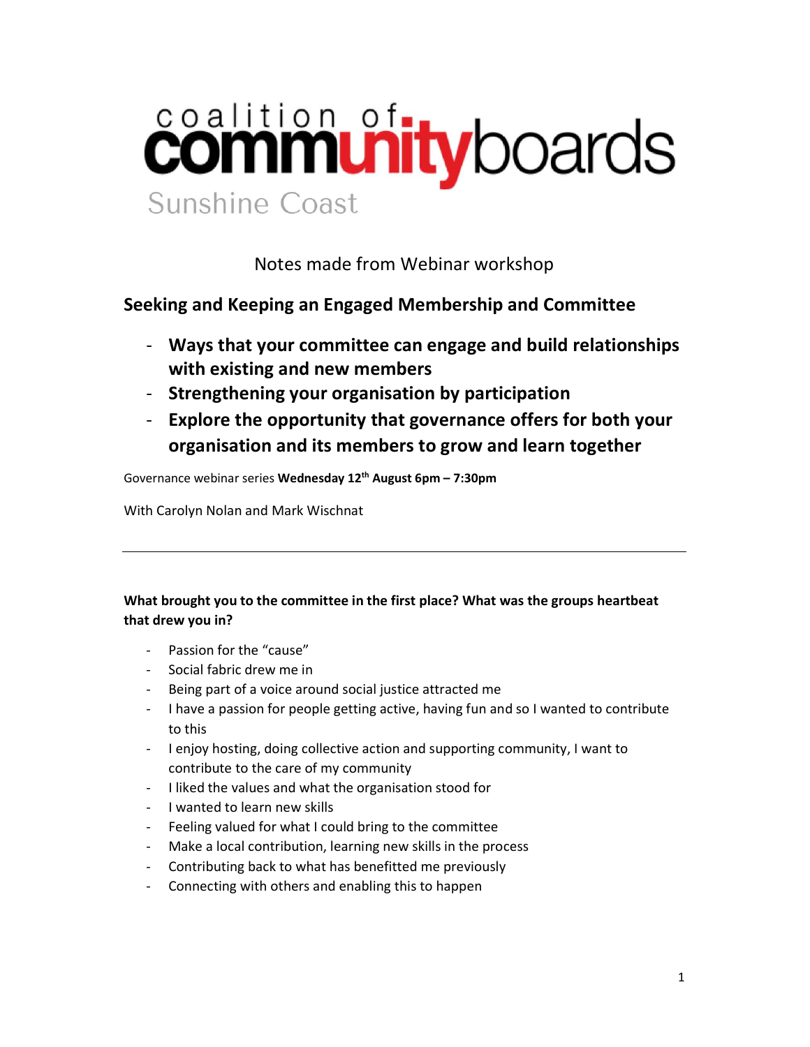coalition of **community**boards

Sunshine Coast

Notes made from Webinar workshop

## Seeking and Keeping an Engaged Membership and Committee

- **Ways that your committee can engage and build relationships with existing and new members**
- **Strengthening your organisation by participation**
- **Explore the opportunity that governance offers for both your organisation and its members to grow and learn together**

Governance webinar series **Wednesday 12th August 6pm – 7:30pm**

With Carolyn Nolan and Mark Wischnat

---

**What brought you to the committee in the first place? What was the groups heartbeat that drew you in?**

- Passion for the "cause"
- Social fabric drew me in
- Being part of a voice around social justice attracted me
- I have a passion for people getting active, having fun and so I wanted to contribute to this
- I enjoy hosting, doing collective action and supporting community, I want to contribute to the care of my community
- I liked the values and what the organisation stood for
- I wanted to learn new skills
- Feeling valued for what I could bring to the committee
- Make a local contribution, learning new skills in the process
- Contributing back to what has benefitted me previously
- Connecting with others and enabling this to happen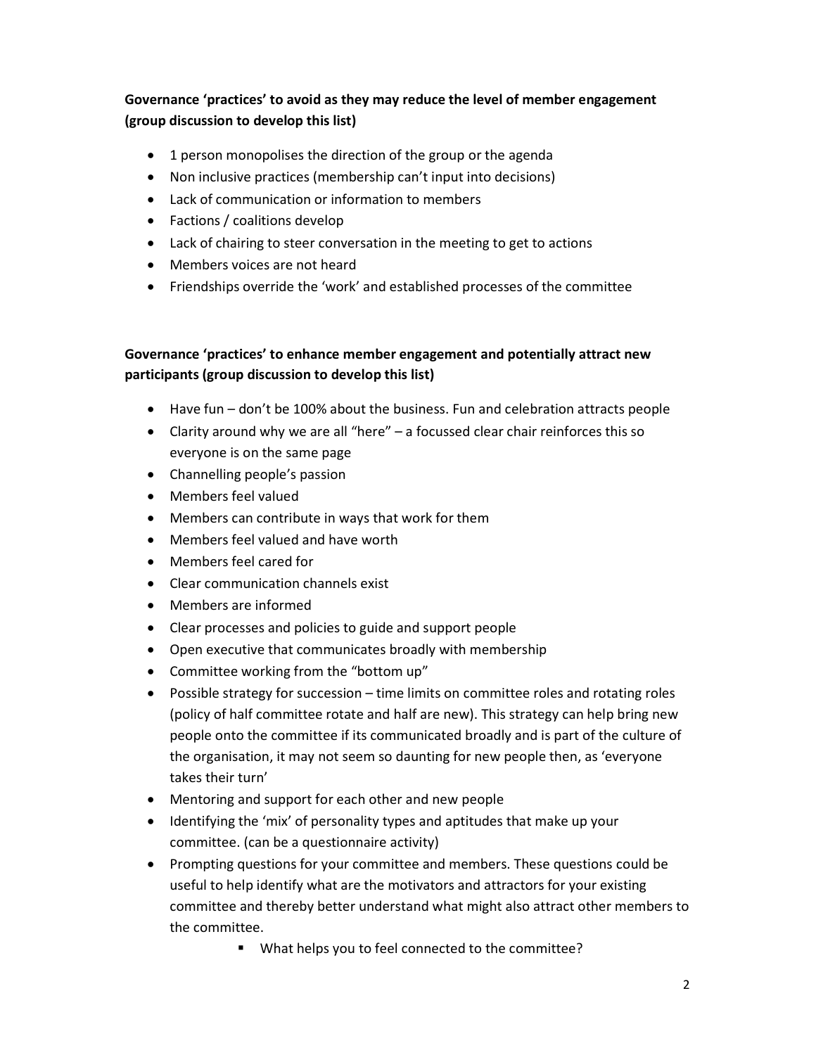**Governance 'practices' to avoid as they may reduce the level of member engagement (group discussion to develop this list)**

- 1 person monopolises the direction of the group or the agenda
- Non inclusive practices (membership can't input into decisions)
- Lack of communication or information to members
- Factions / coalitions develop
- Lack of chairing to steer conversation in the meeting to get to actions
- Members voices are not heard
- Friendships override the 'work' and established processes of the committee

**Governance 'practices' to enhance member engagement and potentially attract new participants (group discussion to develop this list)**

- Have fun – don't be 100% about the business. Fun and celebration attracts people
- Clarity around why we are all "here" – a focussed clear chair reinforces this so everyone is on the same page
- Channelling people's passion
- Members feel valued
- Members can contribute in ways that work for them
- Members feel valued and have worth
- Members feel cared for
- Clear communication channels exist
- Members are informed
- Clear processes and policies to guide and support people
- Open executive that communicates broadly with membership
- Committee working from the "bottom up"
- Possible strategy for succession – time limits on committee roles and rotating roles (policy of half committee rotate and half are new). This strategy can help bring new people onto the committee if its communicated broadly and is part of the culture of the organisation, it may not seem so daunting for new people then, as 'everyone takes their turn'
- Mentoring and support for each other and new people
- Identifying the 'mix' of personality types and aptitudes that make up your committee. (can be a questionnaire activity)
- Prompting questions for your committee and members. These questions could be useful to help identify what are the motivators and attractors for your existing committee and thereby better understand what might also attract other members to the committee.
  - What helps you to feel connected to the committee?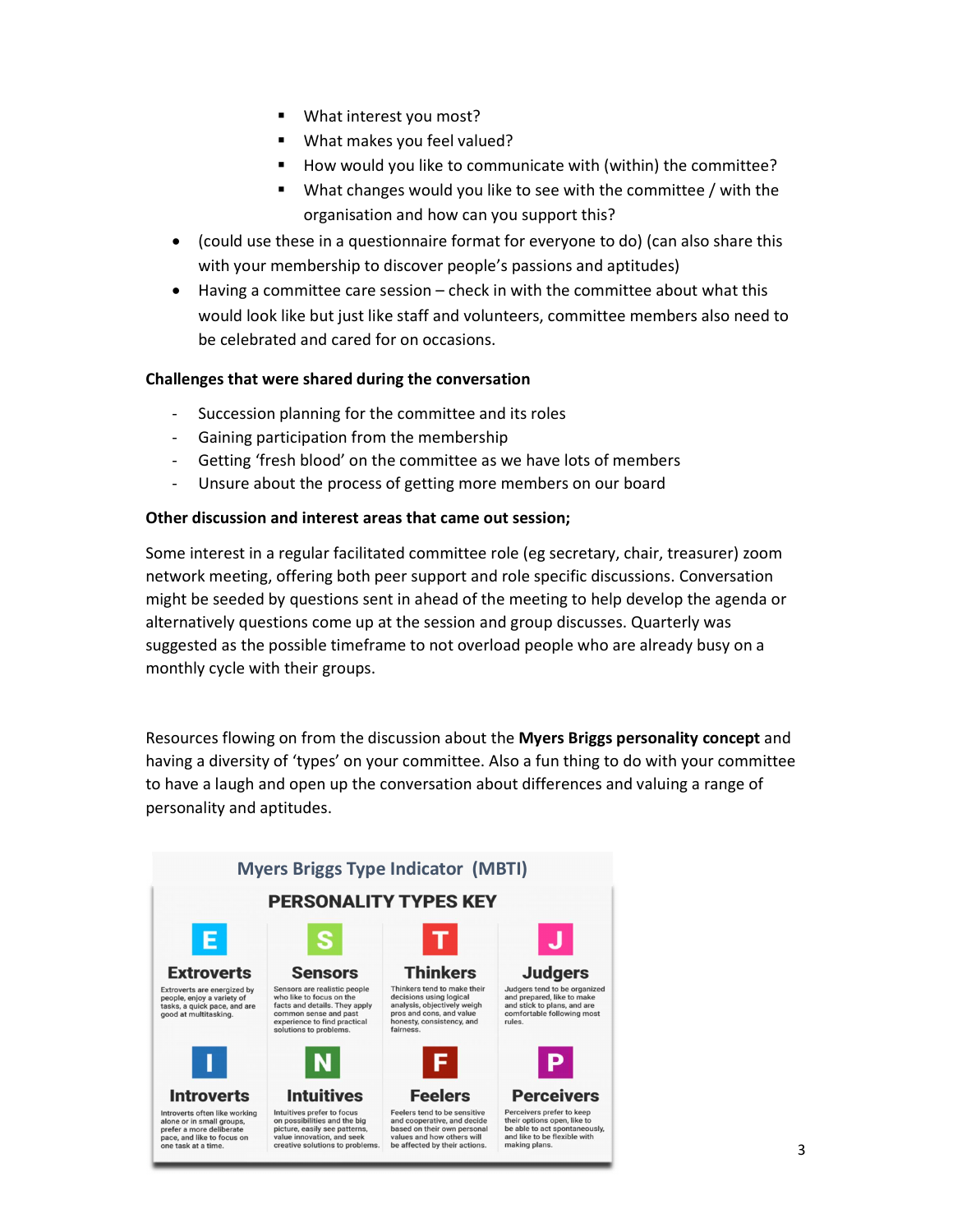- What interest you most?
    - What makes you feel valued?
    - How would you like to communicate with (within) the committee?
    - What changes would you like to see with the committee / with the organisation and how can you support this?
- (could use these in a questionnaire format for everyone to do) (can also share this with your membership to discover people's passions and aptitudes)
- Having a committee care session – check in with the committee about what this would look like but just like staff and volunteers, committee members also need to be celebrated and cared for on occasions.

**Challenges that were shared during the conversation**

- Succession planning for the committee and its roles
- Gaining participation from the membership
- Getting 'fresh blood' on the committee as we have lots of members
- Unsure about the process of getting more members on our board

**Other discussion and interest areas that came out session;**

Some interest in a regular facilitated committee role (eg secretary, chair, treasurer) zoom network meeting, offering both peer support and role specific discussions. Conversation might be seeded by questions sent in ahead of the meeting to help develop the agenda or alternatively questions come up at the session and group discusses. Quarterly was suggested as the possible timeframe to not overload people who are already busy on a monthly cycle with their groups.

Resources flowing on from the discussion about the **Myers Briggs personality concept** and having a diversity of 'types' on your committee. Also a fun thing to do with your committee to have a laugh and open up the conversation about differences and valuing a range of personality and aptitudes.

**Myers Briggs Type Indicator (MBTI)**

**PERSONALITY TYPES KEY**

| E | S | T | J |
|---|---|---|---|
| **Extroverts** | **Sensors** | **Thinkers** | **Judgers** |
| Extroverts are energized by people, enjoy a variety of tasks, a quick pace, and are good at multitasking. | Sensors are realistic people who like to focus on the facts and details. They apply common sense and past experience to find practical solutions to problems. | Thinkers tend to make their decisions using logical analysis, objectively weigh pros and cons, and value honesty, consistency, and fairness. | Judgers tend to be organized and prepared, like to make and stick to plans, and are comfortable following most rules. |
| **I** | **N** | **F** | **P** |
| **Introverts** | **Intuitives** | **Feelers** | **Perceivers** |
| Introverts often like working alone or in small groups, prefer a more deliberate pace, and like to focus on one task at a time. | Intuitives prefer to focus on possibilities and the big picture, easily see patterns, value innovation, and seek creative solutions to problems. | Feelers tend to be sensitive and cooperative, and decide based on their own personal values and how others will be affected by their actions. | Perceivers prefer to keep their options open, like to be able to act spontaneously, and like to be flexible with making plans. |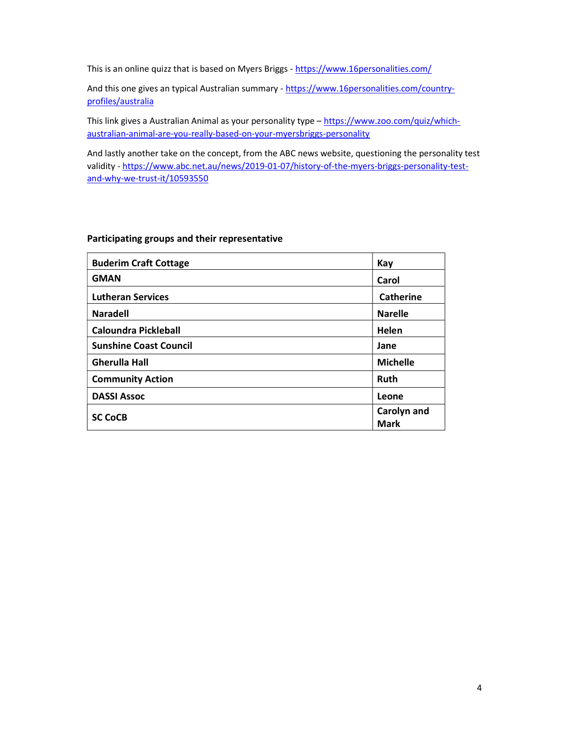This is an online quizz that is based on Myers Briggs - https://www.16personalities.com/

And this one gives an typical Australian summary - https://www.16personalities.com/country-profiles/australia

This link gives a Australian Animal as your personality type – https://www.zoo.com/quiz/which-australian-animal-are-you-really-based-on-your-myersbriggs-personality

And lastly another take on the concept, from the ABC news website, questioning the personality test validity - https://www.abc.net.au/news/2019-01-07/history-of-the-myers-briggs-personality-test-and-why-we-trust-it/10593550

**Participating groups and their representative**

| | |
|---|---|
| **Buderim Craft Cottage** | **Kay** |
| **GMAN** | **Carol** |
| **Lutheran Services** | **Catherine** |
| **Naradell** | **Narelle** |
| **Caloundra Pickleball** | **Helen** |
| **Sunshine Coast Council** | **Jane** |
| **Gherulla Hall** | **Michelle** |
| **Community Action** | **Ruth** |
| **DASSI Assoc** | **Leone** |
| **SC CoCB** | **Carolyn and Mark** |